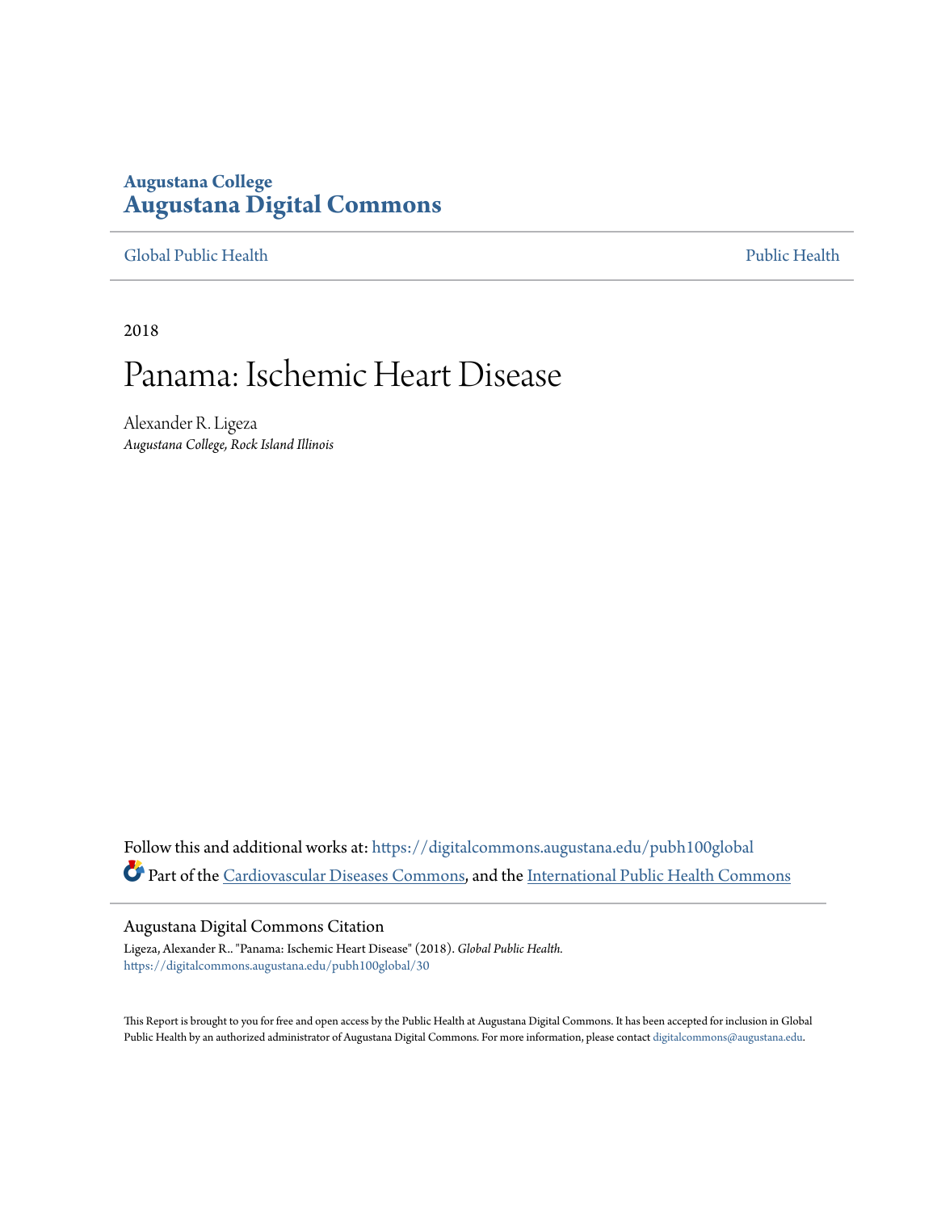**Augustana College**
**Augustana Digital Commons**

Global Public Health | Public Health

2018

# Panama: Ischemic Heart Disease

Alexander R. Ligeza
*Augustana College, Rock Island Illinois*

Follow this and additional works at: https://digitalcommons.augustana.edu/pubh100global

Part of the Cardiovascular Diseases Commons, and the International Public Health Commons

## Augustana Digital Commons Citation

Ligeza, Alexander R.. "Panama: Ischemic Heart Disease" (2018). *Global Public Health.*
https://digitalcommons.augustana.edu/pubh100global/30

This Report is brought to you for free and open access by the Public Health at Augustana Digital Commons. It has been accepted for inclusion in Global Public Health by an authorized administrator of Augustana Digital Commons. For more information, please contact digitalcommons@augustana.edu.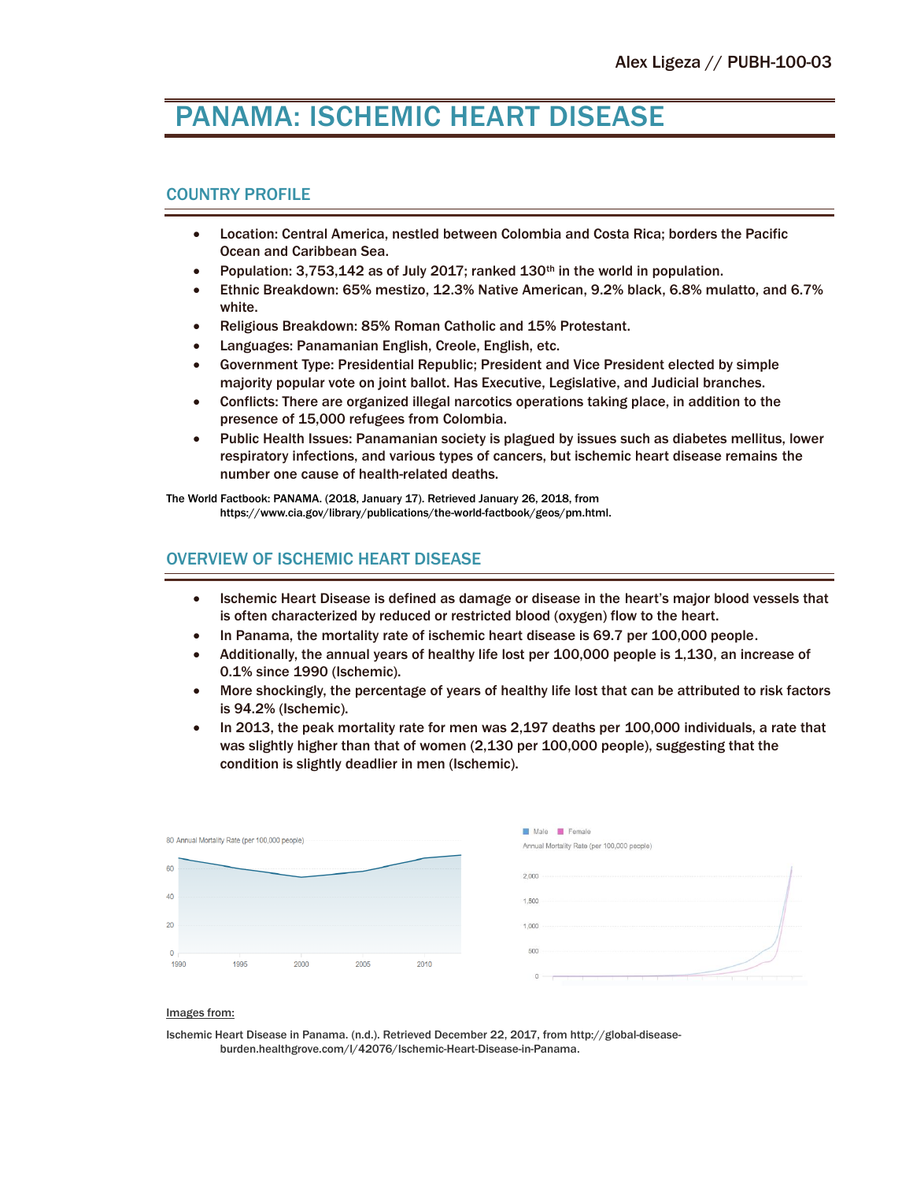Alex Ligeza // PUBH-100-03

# PANAMA: ISCHEMIC HEART DISEASE

## COUNTRY PROFILE

- Location: Central America, nestled between Colombia and Costa Rica; borders the Pacific Ocean and Caribbean Sea.
- Population: 3,753,142 as of July 2017; ranked 130th in the world in population.
- Ethnic Breakdown: 65% mestizo, 12.3% Native American, 9.2% black, 6.8% mulatto, and 6.7% white.
- Religious Breakdown: 85% Roman Catholic and 15% Protestant.
- Languages: Panamanian English, Creole, English, etc.
- Government Type: Presidential Republic; President and Vice President elected by simple majority popular vote on joint ballot. Has Executive, Legislative, and Judicial branches.
- Conflicts: There are organized illegal narcotics operations taking place, in addition to the presence of 15,000 refugees from Colombia.
- Public Health Issues: Panamanian society is plagued by issues such as diabetes mellitus, lower respiratory infections, and various types of cancers, but ischemic heart disease remains the number one cause of health-related deaths.

The World Factbook: PANAMA. (2018, January 17). Retrieved January 26, 2018, from https://www.cia.gov/library/publications/the-world-factbook/geos/pm.html.

## OVERVIEW OF ISCHEMIC HEART DISEASE

- Ischemic Heart Disease is defined as damage or disease in the heart's major blood vessels that is often characterized by reduced or restricted blood (oxygen) flow to the heart.
- In Panama, the mortality rate of ischemic heart disease is 69.7 per 100,000 people.
- Additionally, the annual years of healthy life lost per 100,000 people is 1,130, an increase of 0.1% since 1990 (Ischemic).
- More shockingly, the percentage of years of healthy life lost that can be attributed to risk factors is 94.2% (Ischemic).
- In 2013, the peak mortality rate for men was 2,197 deaths per 100,000 individuals, a rate that was slightly higher than that of women (2,130 per 100,000 people), suggesting that the condition is slightly deadlier in men (Ischemic).

Images from:

Ischemic Heart Disease in Panama. (n.d.). Retrieved December 22, 2017, from http://global-disease-burden.healthgrove.com/l/42076/Ischemic-Heart-Disease-in-Panama.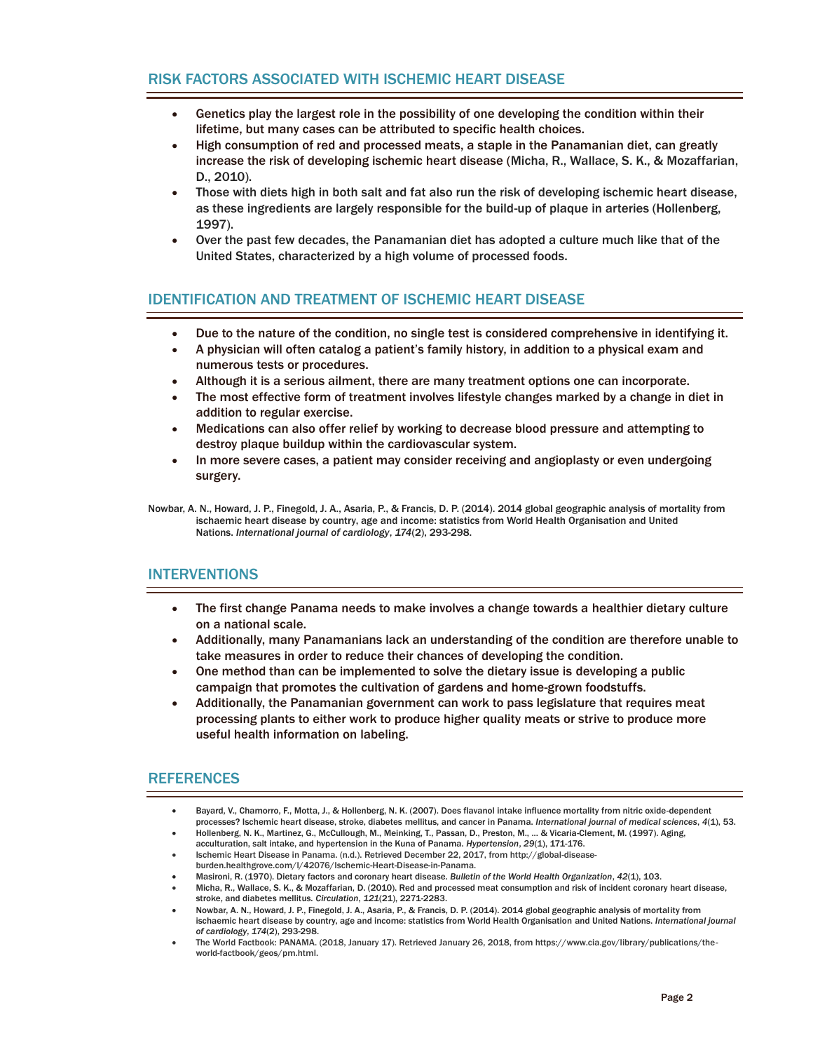## RISK FACTORS ASSOCIATED WITH ISCHEMIC HEART DISEASE

- Genetics play the largest role in the possibility of one developing the condition within their lifetime, but many cases can be attributed to specific health choices.
- High consumption of red and processed meats, a staple in the Panamanian diet, can greatly increase the risk of developing ischemic heart disease (Micha, R., Wallace, S. K., & Mozaffarian, D., 2010).
- Those with diets high in both salt and fat also run the risk of developing ischemic heart disease, as these ingredients are largely responsible for the build-up of plaque in arteries (Hollenberg, 1997).
- Over the past few decades, the Panamanian diet has adopted a culture much like that of the United States, characterized by a high volume of processed foods.

## IDENTIFICATION AND TREATMENT OF ISCHEMIC HEART DISEASE

- Due to the nature of the condition, no single test is considered comprehensive in identifying it.
- A physician will often catalog a patient's family history, in addition to a physical exam and numerous tests or procedures.
- Although it is a serious ailment, there are many treatment options one can incorporate.
- The most effective form of treatment involves lifestyle changes marked by a change in diet in addition to regular exercise.
- Medications can also offer relief by working to decrease blood pressure and attempting to destroy plaque buildup within the cardiovascular system.
- In more severe cases, a patient may consider receiving and angioplasty or even undergoing surgery.

Nowbar, A. N., Howard, J. P., Finegold, J. A., Asaria, P., & Francis, D. P. (2014). 2014 global geographic analysis of mortality from ischaemic heart disease by country, age and income: statistics from World Health Organisation and United Nations. *International journal of cardiology*, *174*(2), 293-298.

## INTERVENTIONS

- The first change Panama needs to make involves a change towards a healthier dietary culture on a national scale.
- Additionally, many Panamanians lack an understanding of the condition are therefore unable to take measures in order to reduce their chances of developing the condition.
- One method than can be implemented to solve the dietary issue is developing a public campaign that promotes the cultivation of gardens and home-grown foodstuffs.
- Additionally, the Panamanian government can work to pass legislature that requires meat processing plants to either work to produce higher quality meats or strive to produce more useful health information on labeling.

## REFERENCES

- Bayard, V., Chamorro, F., Motta, J., & Hollenberg, N. K. (2007). Does flavanol intake influence mortality from nitric oxide-dependent processes? Ischemic heart disease, stroke, diabetes mellitus, and cancer in Panama. *International journal of medical sciences*, *4*(1), 53.
- Hollenberg, N. K., Martinez, G., McCullough, M., Meinking, T., Passan, D., Preston, M., ... & Vicaria-Clement, M. (1997). Aging, acculturation, salt intake, and hypertension in the Kuna of Panama. *Hypertension*, *29*(1), 171-176.
- Ischemic Heart Disease in Panama. (n.d.). Retrieved December 22, 2017, from http://global-disease-burden.healthgrove.com/l/42076/Ischemic-Heart-Disease-in-Panama.
- Masironi, R. (1970). Dietary factors and coronary heart disease. *Bulletin of the World Health Organization*, *42*(1), 103.
- Micha, R., Wallace, S. K., & Mozaffarian, D. (2010). Red and processed meat consumption and risk of incident coronary heart disease, stroke, and diabetes mellitus. *Circulation*, *121*(21), 2271-2283.
- Nowbar, A. N., Howard, J. P., Finegold, J. A., Asaria, P., & Francis, D. P. (2014). 2014 global geographic analysis of mortality from ischaemic heart disease by country, age and income: statistics from World Health Organisation and United Nations. *International journal of cardiology*, *174*(2), 293-298.
- The World Factbook: PANAMA. (2018, January 17). Retrieved January 26, 2018, from https://www.cia.gov/library/publications/the-world-factbook/geos/pm.html.